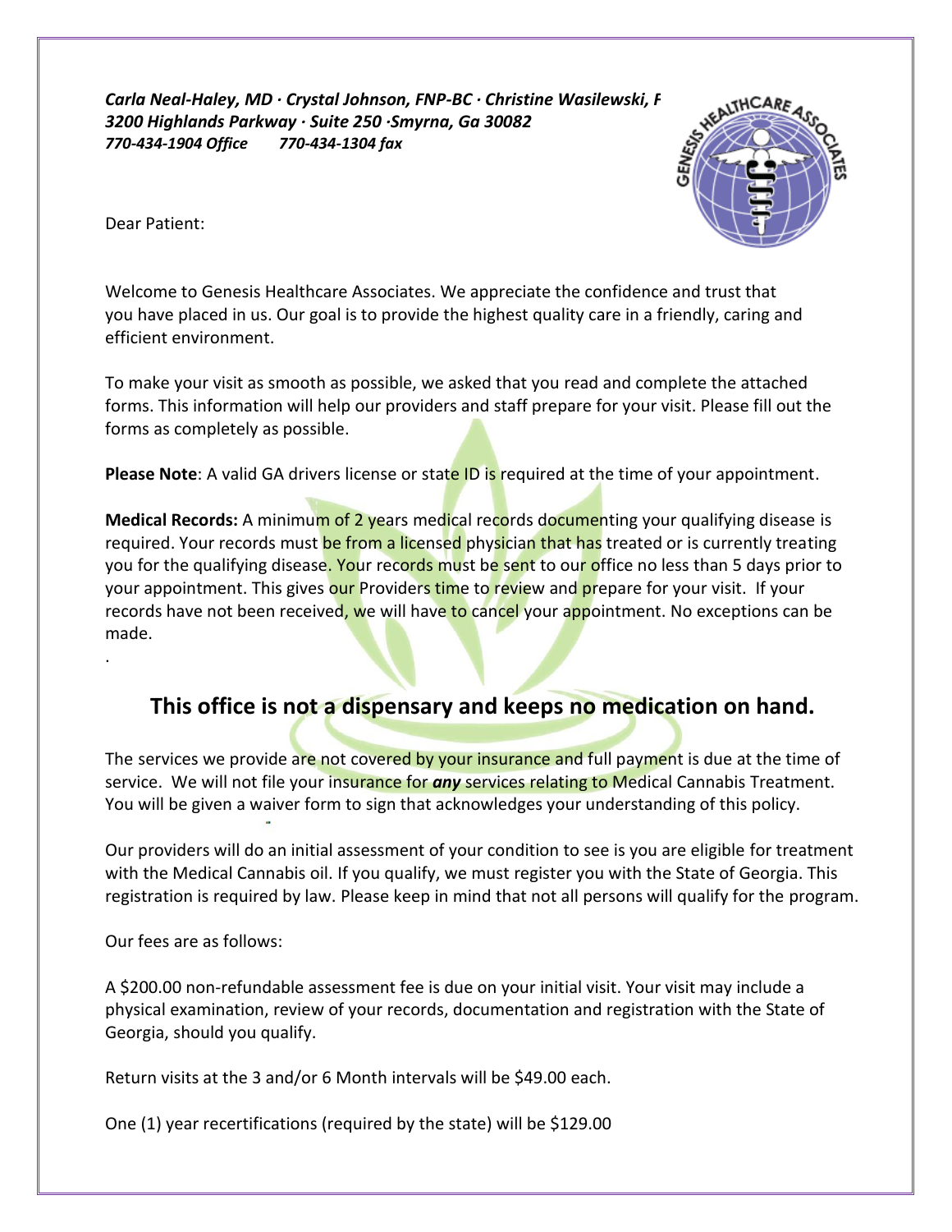***Carla Neal-Haley, MD · Crystal Johnson, FNP-BC · Christine Wasilewski, F***
***3200 Highlands Parkway · Suite 250 ·Smyrna, Ga 30082***
***770-434-1904 Office    770-434-1304 fax***

Dear Patient:

Welcome to Genesis Healthcare Associates. We appreciate the confidence and trust that you have placed in us. Our goal is to provide the highest quality care in a friendly, caring and efficient environment.

To make your visit as smooth as possible, we asked that you read and complete the attached forms. This information will help our providers and staff prepare for your visit. Please fill out the forms as completely as possible.

**Please Note**: A valid GA drivers license or state ID is required at the time of your appointment.

**Medical Records:** A minimum of 2 years medical records documenting your qualifying disease is required. Your records must be from a licensed physician that has treated or is currently treating you for the qualifying disease. Your records must be sent to our office no less than 5 days prior to your appointment. This gives our Providers time to review and prepare for your visit. If your records have not been received, we will have to cancel your appointment. No exceptions can be made.

.

## This office is not a dispensary and keeps no medication on hand.

The services we provide are not covered by your insurance and full payment is due at the time of service. We will not file your insurance for ***any*** services relating to Medical Cannabis Treatment. You will be given a waiver form to sign that acknowledges your understanding of this policy.

Our providers will do an initial assessment of your condition to see is you are eligible for treatment with the Medical Cannabis oil. If you qualify, we must register you with the State of Georgia. This registration is required by law. Please keep in mind that not all persons will qualify for the program.

Our fees are as follows:

A $200.00 non-refundable assessment fee is due on your initial visit. Your visit may include a physical examination, review of your records, documentation and registration with the State of Georgia, should you qualify.

Return visits at the 3 and/or 6 Month intervals will be $49.00 each.

One (1) year recertifications (required by the state) will be $129.00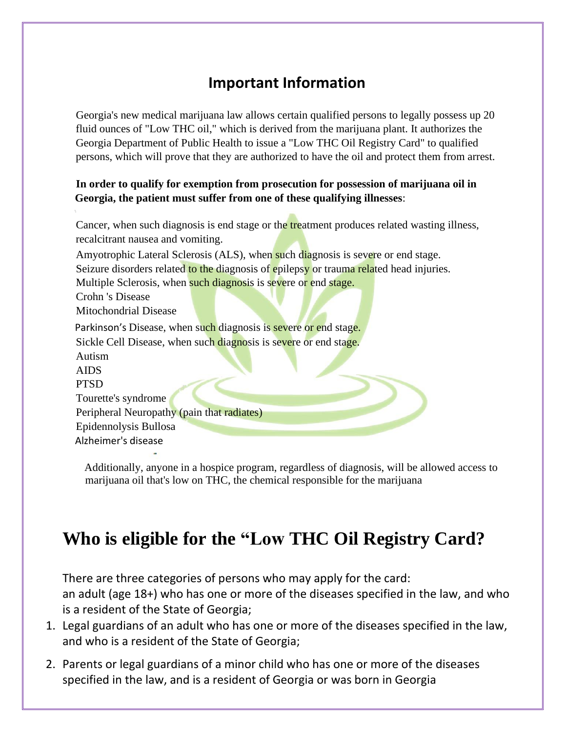## Important Information

Georgia's new medical marijuana law allows certain qualified persons to legally possess up 20 fluid ounces of "Low THC oil," which is derived from the marijuana plant. It authorizes the Georgia Department of Public Health to issue a "Low THC Oil Registry Card" to qualified persons, which will prove that they are authorized to have the oil and protect them from arrest.

**In order to qualify for exemption from prosecution for possession of marijuana oil in Georgia, the patient must suffer from one of these qualifying illnesses**:

Cancer, when such diagnosis is end stage or the treatment produces related wasting illness, recalcitrant nausea and vomiting.
Amyotrophic Lateral Sclerosis (ALS), when such diagnosis is severe or end stage.
Seizure disorders related to the diagnosis of epilepsy or trauma related head injuries.
Multiple Sclerosis, when such diagnosis is severe or end stage.
Crohn 's Disease
Mitochondrial Disease
Parkinson's Disease, when such diagnosis is severe or end stage.
Sickle Cell Disease, when such diagnosis is severe or end stage.
Autism
AIDS
PTSD
Tourette's syndrome
Peripheral Neuropathy (pain that radiates)
Epidennolysis Bullosa
Alzheimer's disease

Additionally, anyone in a hospice program, regardless of diagnosis, will be allowed access to marijuana oil that's low on THC, the chemical responsible for the marijuana

# Who is eligible for the "Low THC Oil Registry Card?

There are three categories of persons who may apply for the card:
an adult (age 18+) who has one or more of the diseases specified in the law, and who is a resident of the State of Georgia;

1. Legal guardians of an adult who has one or more of the diseases specified in the law, and who is a resident of the State of Georgia;
2. Parents or legal guardians of a minor child who has one or more of the diseases specified in the law, and is a resident of Georgia or was born in Georgia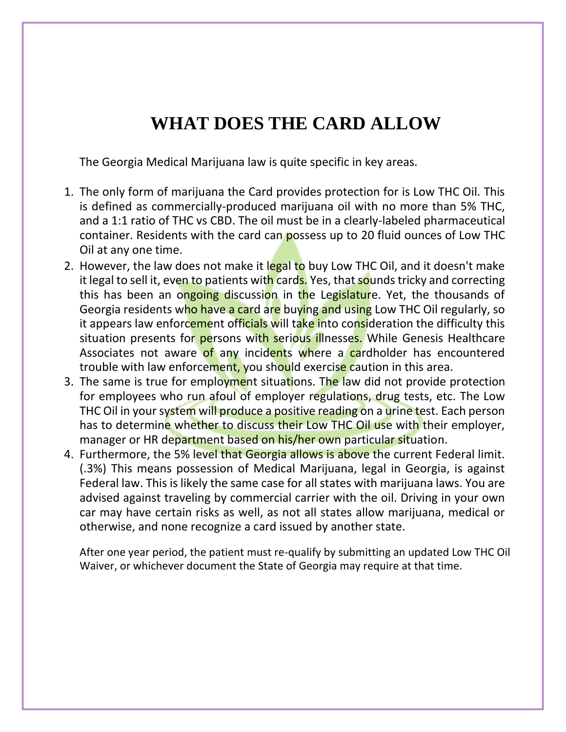# WHAT DOES THE CARD ALLOW

The Georgia Medical Marijuana law is quite specific in key areas.

1. The only form of marijuana the Card provides protection for is Low THC Oil. This is defined as commercially-produced marijuana oil with no more than 5% THC, and a 1:1 ratio of THC vs CBD. The oil must be in a clearly-labeled pharmaceutical container. Residents with the card can possess up to 20 fluid ounces of Low THC Oil at any one time.
2. However, the law does not make it legal to buy Low THC Oil, and it doesn't make it legal to sell it, even to patients with cards. Yes, that sounds tricky and correcting this has been an ongoing discussion in the Legislature. Yet, the thousands of Georgia residents who have a card are buying and using Low THC Oil regularly, so it appears law enforcement officials will take into consideration the difficulty this situation presents for persons with serious illnesses. While Genesis Healthcare Associates not aware of any incidents where a cardholder has encountered trouble with law enforcement, you should exercise caution in this area.
3. The same is true for employment situations. The law did not provide protection for employees who run afoul of employer regulations, drug tests, etc. The Low THC Oil in your system will produce a positive reading on a urine test. Each person has to determine whether to discuss their Low THC Oil use with their employer, manager or HR department based on his/her own particular situation.
4. Furthermore, the 5% level that Georgia allows is above the current Federal limit. (.3%) This means possession of Medical Marijuana, legal in Georgia, is against Federal law. This is likely the same case for all states with marijuana laws. You are advised against traveling by commercial carrier with the oil. Driving in your own car may have certain risks as well, as not all states allow marijuana, medical or otherwise, and none recognize a card issued by another state.

After one year period, the patient must re-qualify by submitting an updated Low THC Oil Waiver, or whichever document the State of Georgia may require at that time.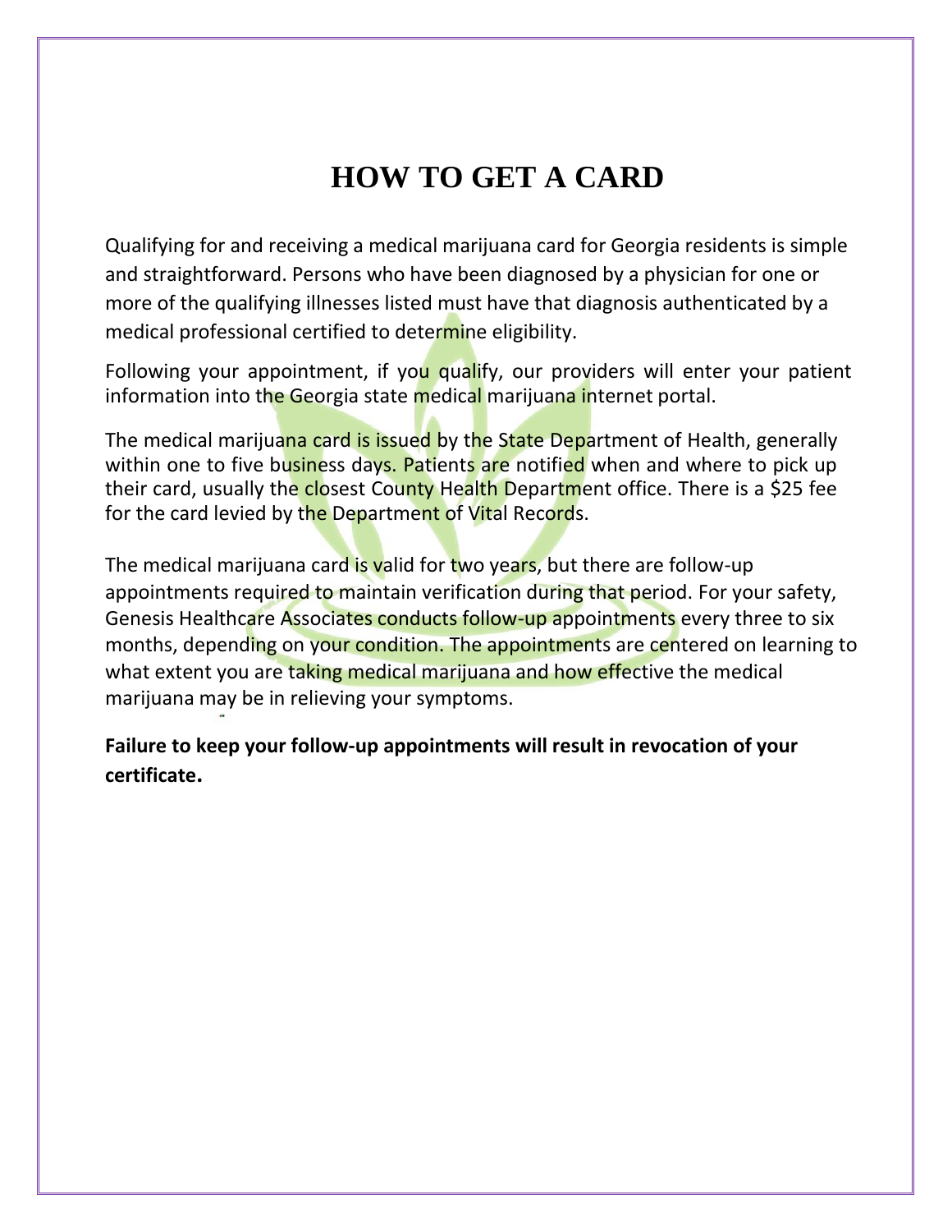# HOW TO GET A CARD

Qualifying for and receiving a medical marijuana card for Georgia residents is simple and straightforward. Persons who have been diagnosed by a physician for one or more of the qualifying illnesses listed must have that diagnosis authenticated by a medical professional certified to determine eligibility.

Following your appointment, if you qualify, our providers will enter your patient information into the Georgia state medical marijuana internet portal.

The medical marijuana card is issued by the State Department of Health, generally within one to five business days. Patients are notified when and where to pick up their card, usually the closest County Health Department office. There is a $25 fee for the card levied by the Department of Vital Records.

The medical marijuana card is valid for two years, but there are follow-up appointments required to maintain verification during that period. For your safety, Genesis Healthcare Associates conducts follow-up appointments every three to six months, depending on your condition. The appointments are centered on learning to what extent you are taking medical marijuana and how effective the medical marijuana may be in relieving your symptoms.

**Failure to keep your follow-up appointments will result in revocation of your certificate.**